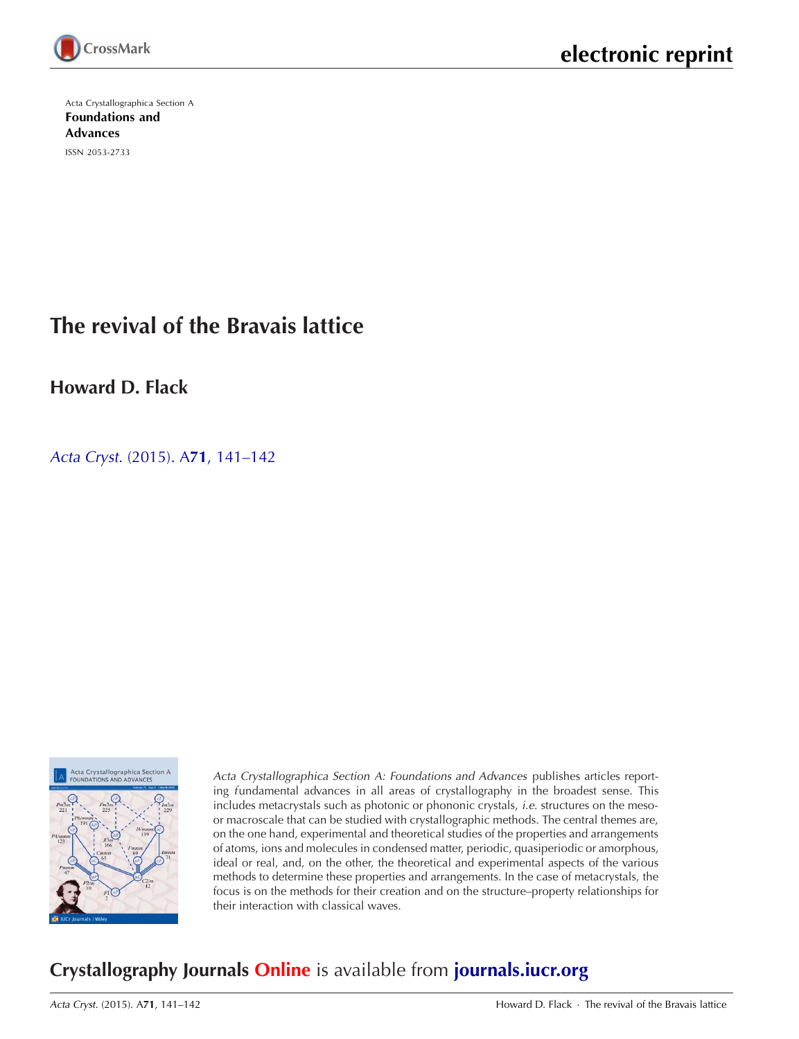electronic reprint

Acta Crystallographica Section A

**Foundations and Advances**

ISSN 2053-2733

# The revival of the Bravais lattice

## Howard D. Flack

*Acta Cryst.* (2015). A**71**, 141–142

*Acta Crystallographica Section A: Foundations and Advances* publishes articles reporting fundamental advances in all areas of crystallography in the broadest sense. This includes metacrystals such as photonic or phononic crystals, *i.e.* structures on the meso- or macroscale that can be studied with crystallographic methods. The central themes are, on the one hand, experimental and theoretical studies of the properties and arrangements of atoms, ions and molecules in condensed matter, periodic, quasiperiodic or amorphous, ideal or real, and, on the other, the theoretical and experimental aspects of the various methods to determine these properties and arrangements. In the case of metacrystals, the focus is on the methods for their creation and on the structure–property relationships for their interaction with classical waves.

## Crystallography Journals Online is available from journals.iucr.org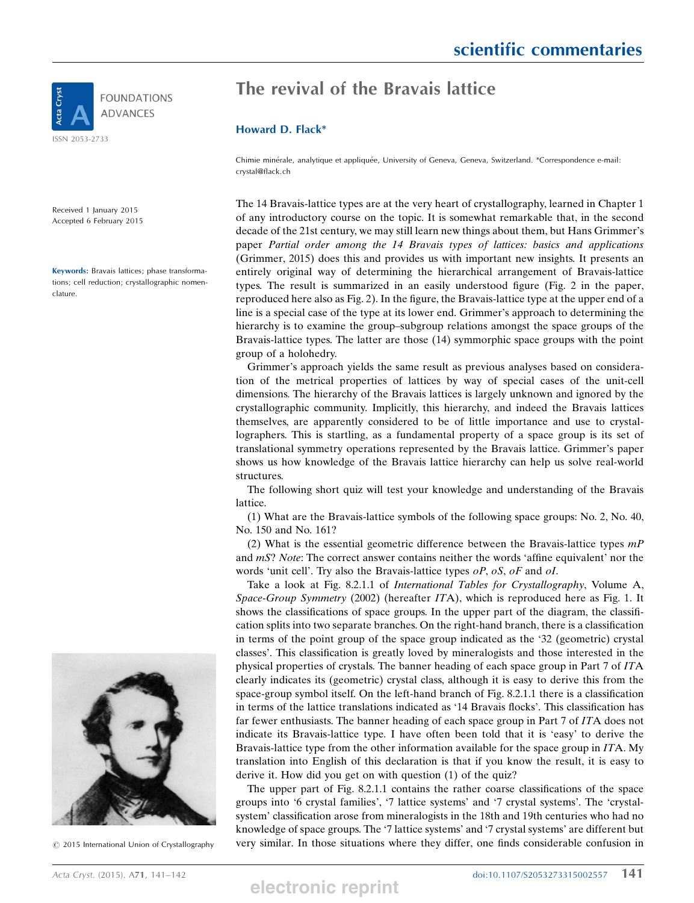# The revival of the Bravais lattice

**Howard D. Flack***

Chimie minérale, analytique et appliquée, University of Geneva, Geneva, Switzerland. *Correspondence e-mail: crystal@flack.ch

Received 1 January 2015
Accepted 6 February 2015

**Keywords:** Bravais lattices; phase transformations; cell reduction; crystallographic nomenclature.

© 2015 International Union of Crystallography

The 14 Bravais-lattice types are at the very heart of crystallography, learned in Chapter 1 of any introductory course on the topic. It is somewhat remarkable that, in the second decade of the 21st century, we may still learn new things about them, but Hans Grimmer's paper *Partial order among the 14 Bravais types of lattices: basics and applications* (Grimmer, 2015) does this and provides us with important new insights. It presents an entirely original way of determining the hierarchical arrangement of Bravais-lattice types. The result is summarized in an easily understood figure (Fig. 2 in the paper, reproduced here also as Fig. 2). In the figure, the Bravais-lattice type at the upper end of a line is a special case of the type at its lower end. Grimmer's approach to determining the hierarchy is to examine the group–subgroup relations amongst the space groups of the Bravais-lattice types. The latter are those (14) symmorphic space groups with the point group of a holohedry.

Grimmer's approach yields the same result as previous analyses based on consideration of the metrical properties of lattices by way of special cases of the unit-cell dimensions. The hierarchy of the Bravais lattices is largely unknown and ignored by the crystallographic community. Implicitly, this hierarchy, and indeed the Bravais lattices themselves, are apparently considered to be of little importance and use to crystallographers. This is startling, as a fundamental property of a space group is its set of translational symmetry operations represented by the Bravais lattice. Grimmer's paper shows us how knowledge of the Bravais lattice hierarchy can help us solve real-world structures.

The following short quiz will test your knowledge and understanding of the Bravais lattice.

(1) What are the Bravais-lattice symbols of the following space groups: No. 2, No. 40, No. 150 and No. 161?

(2) What is the essential geometric difference between the Bravais-lattice types *mP* and *mS*? *Note*: The correct answer contains neither the words 'affine equivalent' nor the words 'unit cell'. Try also the Bravais-lattice types *oP*, *oS*, *oF* and *oI*.

Take a look at Fig. 8.2.1.1 of *International Tables for Crystallography*, Volume A, *Space-Group Symmetry* (2002) (hereafter *IT*A), which is reproduced here as Fig. 1. It shows the classifications of space groups. In the upper part of the diagram, the classification splits into two separate branches. On the right-hand branch, there is a classification in terms of the point group of the space group indicated as the '32 (geometric) crystal classes'. This classification is greatly loved by mineralogists and those interested in the physical properties of crystals. The banner heading of each space group in Part 7 of *IT*A clearly indicates its (geometric) crystal class, although it is easy to derive this from the space-group symbol itself. On the left-hand branch of Fig. 8.2.1.1 there is a classification in terms of the lattice translations indicated as '14 Bravais flocks'. This classification has far fewer enthusiasts. The banner heading of each space group in Part 7 of *IT*A does not indicate its Bravais-lattice type. I have often been told that it is 'easy' to derive the Bravais-lattice type from the other information available for the space group in *IT*A. My translation into English of this declaration is that if you know the result, it is easy to derive it. How did you get on with question (1) of the quiz?

The upper part of Fig. 8.2.1.1 contains the rather coarse classifications of the space groups into '6 crystal families', '7 lattice systems' and '7 crystal systems'. The 'crystal-system' classification arose from mineralogists in the 18th and 19th centuries who had no knowledge of space groups. The '7 lattice systems' and '7 crystal systems' are different but very similar. In those situations where they differ, one finds considerable confusion in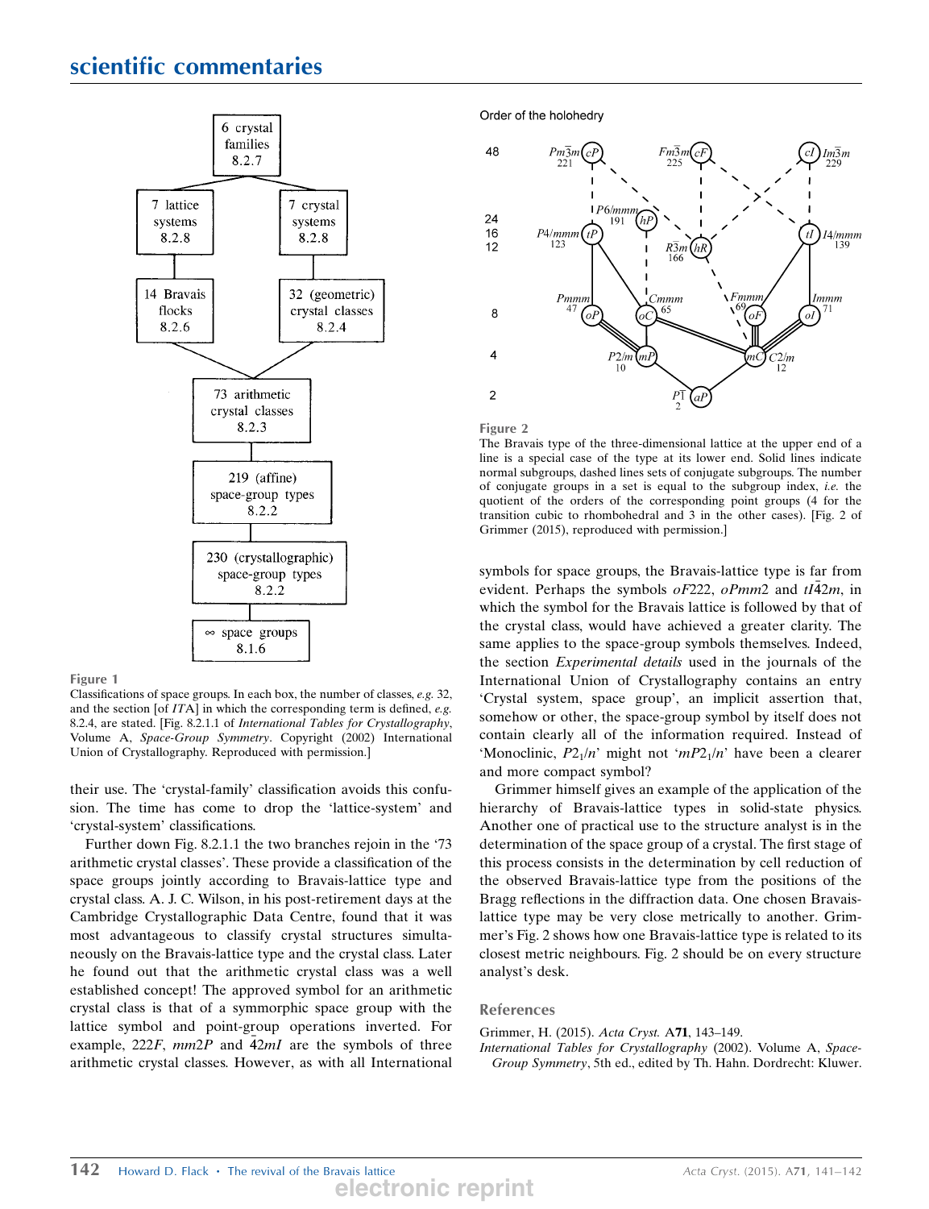Figure 1

Classifications of space groups. In each box, the number of classes, *e.g.* 32, and the section [of *ITA*] in which the corresponding term is defined, *e.g.* 8.2.4, are stated. [Fig. 8.2.1.1 of *International Tables for Crystallography*, Volume A, *Space-Group Symmetry*. Copyright (2002) International Union of Crystallography. Reproduced with permission.]

their use. The 'crystal-family' classification avoids this confusion. The time has come to drop the 'lattice-system' and 'crystal-system' classifications.

Further down Fig. 8.2.1.1 the two branches rejoin in the '73 arithmetic crystal classes'. These provide a classification of the space groups jointly according to Bravais-lattice type and crystal class. A. J. C. Wilson, in his post-retirement days at the Cambridge Crystallographic Data Centre, found that it was most advantageous to classify crystal structures simultaneously on the Bravais-lattice type and the crystal class. Later he found out that the arithmetic crystal class was a well established concept! The approved symbol for an arithmetic crystal class is that of a symmorphic space group with the lattice symbol and point-group operations inverted. For example, $222F$, $mm2P$ and $\bar{4}2mI$ are the symbols of three arithmetic crystal classes. However, as with all International symbols for space groups, the Bravais-lattice type is far from evident. Perhaps the symbols $oF222$, $oPmm2$ and $tI\bar{4}2m$, in which the symbol for the Bravais lattice is followed by that of the crystal class, would have achieved a greater clarity. The same applies to the space-group symbols themselves. Indeed, the section *Experimental details* used in the journals of the International Union of Crystallography contains an entry 'Crystal system, space group', an implicit assertion that, somehow or other, the space-group symbol by itself does not contain clearly all of the information required. Instead of 'Monoclinic, $P2_1/n$' might not '$mP2_1/n$' have been a clearer and more compact symbol?

Grimmer himself gives an example of the application of the hierarchy of Bravais-lattice types in solid-state physics. Another one of practical use to the structure analyst is in the determination of the space group of a crystal. The first stage of this process consists in the determination by cell reduction of the observed Bravais-lattice type from the positions of the Bragg reflections in the diffraction data. One chosen Bravais-lattice type may be very close metrically to another. Grimmer's Fig. 2 shows how one Bravais-lattice type is related to its closest metric neighbours. Fig. 2 should be on every structure analyst's desk.

Figure 2

The Bravais type of the three-dimensional lattice at the upper end of a line is a special case of the type at its lower end. Solid lines indicate normal subgroups, dashed lines sets of conjugate subgroups. The number of conjugate groups in a set is equal to the subgroup index, *i.e.* the quotient of the orders of the corresponding point groups (4 for the transition cubic to rhombohedral and 3 in the other cases). [Fig. 2 of Grimmer (2015), reproduced with permission.]

## References

Grimmer, H. (2015). *Acta Cryst.* A**71**, 143–149.

*International Tables for Crystallography* (2002). Volume A, *Space-Group Symmetry*, 5th ed., edited by Th. Hahn. Dordrecht: Kluwer.